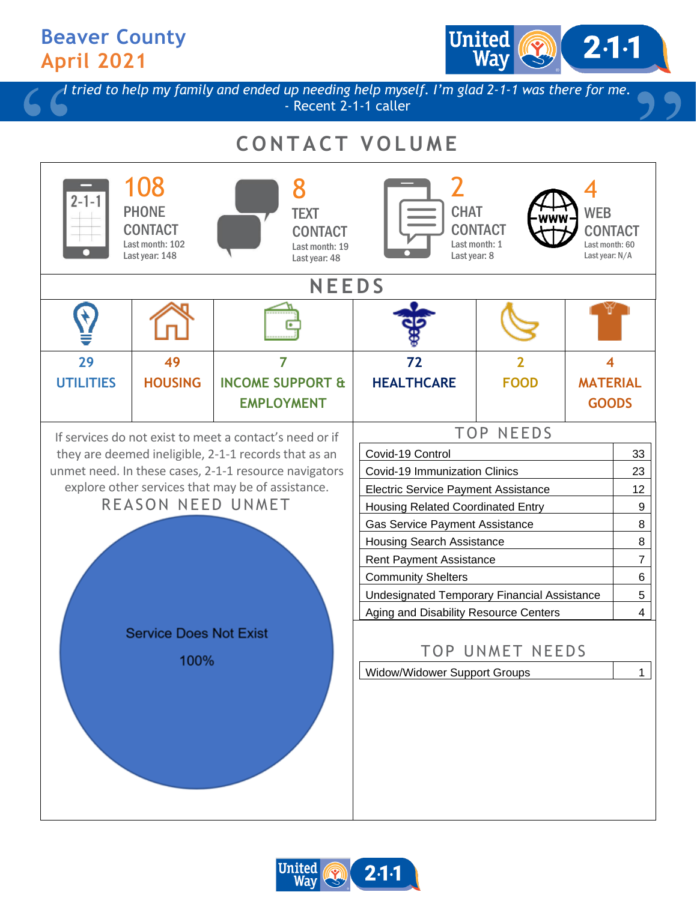# Beaver County
## April 2021

> *I tried to help my family and ended up needing help myself. I'm glad 2-1-1 was there for me.*
> - Recent 2-1-1 caller

## CONTACT VOLUME

| Type | Count | Last month | Last year |
|---|---|---|---|
| PHONE CONTACT | 108 | 102 | 148 |
| TEXT CONTACT | 8 | 19 | 48 |
| CHAT CONTACT | 2 | 1 | 8 |
| WEB CONTACT | 4 | 60 | N/A |

## NEEDS

| UTILITIES | HOUSING | INCOME SUPPORT & EMPLOYMENT | HEALTHCARE | FOOD | MATERIAL GOODS |
|---|---|---|---|---|---|
| 29 | 49 | 7 | 72 | 2 | 4 |

If services do not exist to meet a contact's need or if they are deemed ineligible, 2-1-1 records that as an unmet need. In these cases, 2-1-1 resource navigators explore other services that may be of assistance.

### REASON NEED UNMET

Service Does Not Exist 100%

### TOP NEEDS

| Need | Count |
|---|---|
| Covid-19 Control | 33 |
| Covid-19 Immunization Clinics | 23 |
| Electric Service Payment Assistance | 12 |
| Housing Related Coordinated Entry | 9 |
| Gas Service Payment Assistance | 8 |
| Housing Search Assistance | 8 |
| Rent Payment Assistance | 7 |
| Community Shelters | 6 |
| Undesignated Temporary Financial Assistance | 5 |
| Aging and Disability Resource Centers | 4 |

### TOP UNMET NEEDS

| Need | Count |
|---|---|
| Widow/Widower Support Groups | 1 |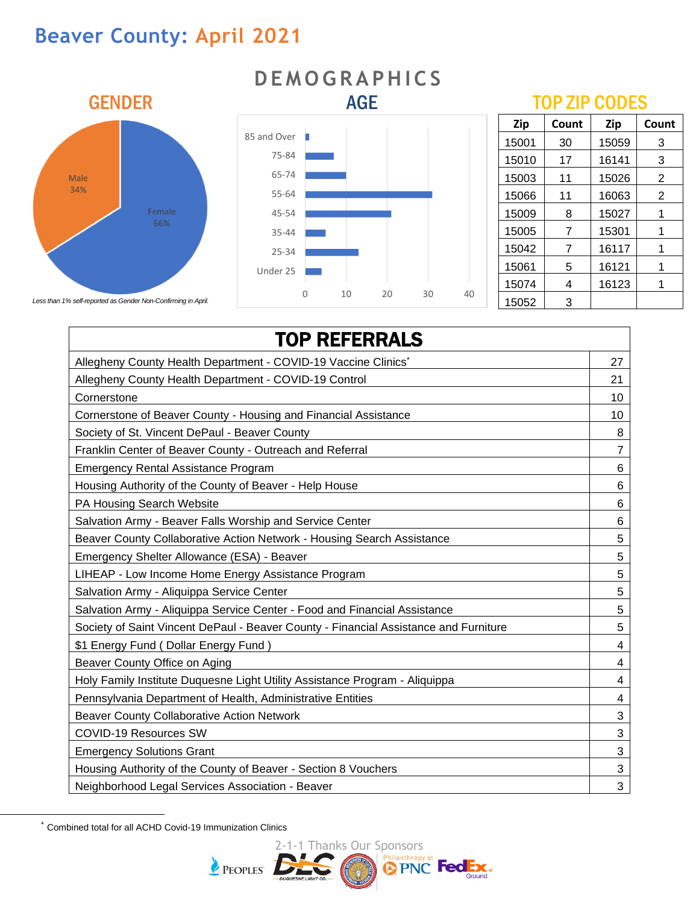# Beaver County: April 2021

## DEMOGRAPHICS

### GENDER

Male 34%

Female 66%

*Less than 1% self-reported as Gender Non-Confirming in April.*

### AGE

85 and Over
75-84
65-74
55-64
45-54
35-44
25-34
Under 25

0 10 20 30 40

### TOP ZIP CODES

| Zip | Count | Zip | Count |
|---|---|---|---|
| 15001 | 30 | 15059 | 3 |
| 15010 | 17 | 16141 | 3 |
| 15003 | 11 | 15026 | 2 |
| 15066 | 11 | 16063 | 2 |
| 15009 | 8 | 15027 | 1 |
| 15005 | 7 | 15301 | 1 |
| 15042 | 7 | 16117 | 1 |
| 15061 | 5 | 16121 | 1 |
| 15074 | 4 | 16123 | 1 |
| 15052 | 3 | | |

## TOP REFERRALS

| | |
|---|---|
| Allegheny County Health Department - COVID-19 Vaccine Clinics* | 27 |
| Allegheny County Health Department - COVID-19 Control | 21 |
| Cornerstone | 10 |
| Cornerstone of Beaver County - Housing and Financial Assistance | 10 |
| Society of St. Vincent DePaul - Beaver County | 8 |
| Franklin Center of Beaver County - Outreach and Referral | 7 |
| Emergency Rental Assistance Program | 6 |
| Housing Authority of the County of Beaver - Help House | 6 |
| PA Housing Search Website | 6 |
| Salvation Army - Beaver Falls Worship and Service Center | 6 |
| Beaver County Collaborative Action Network - Housing Search Assistance | 5 |
| Emergency Shelter Allowance (ESA) - Beaver | 5 |
| LIHEAP - Low Income Home Energy Assistance Program | 5 |
| Salvation Army - Aliquippa Service Center | 5 |
| Salvation Army - Aliquippa Service Center - Food and Financial Assistance | 5 |
| Society of Saint Vincent DePaul - Beaver County - Financial Assistance and Furniture | 5 |
| $1 Energy Fund ( Dollar Energy Fund ) | 4 |
| Beaver County Office on Aging | 4 |
| Holy Family Institute Duquesne Light Utility Assistance Program - Aliquippa | 4 |
| Pennsylvania Department of Health, Administrative Entities | 4 |
| Beaver County Collaborative Action Network | 3 |
| COVID-19 Resources SW | 3 |
| Emergency Solutions Grant | 3 |
| Housing Authority of the County of Beaver - Section 8 Vouchers | 3 |
| Neighborhood Legal Services Association - Beaver | 3 |

* Combined total for all ACHD Covid-19 Immunization Clinics

2-1-1 Thanks Our Sponsors